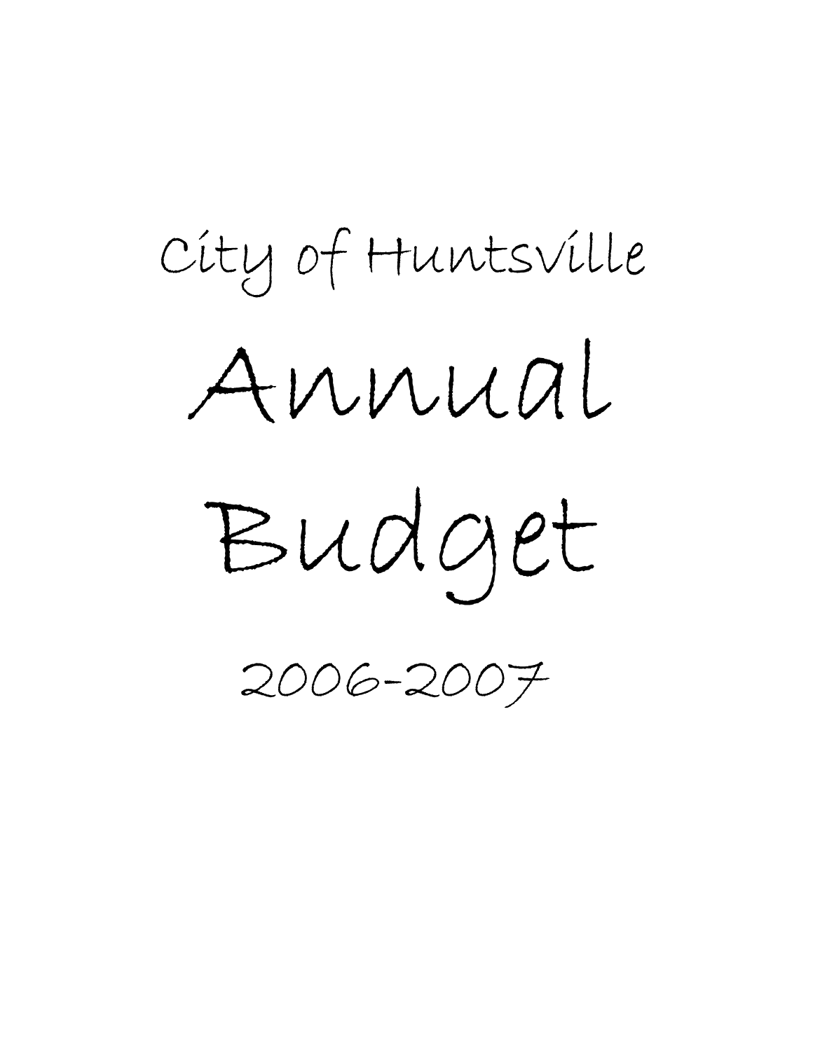# City of Huntsville

# Annual Budget

# 2006-2007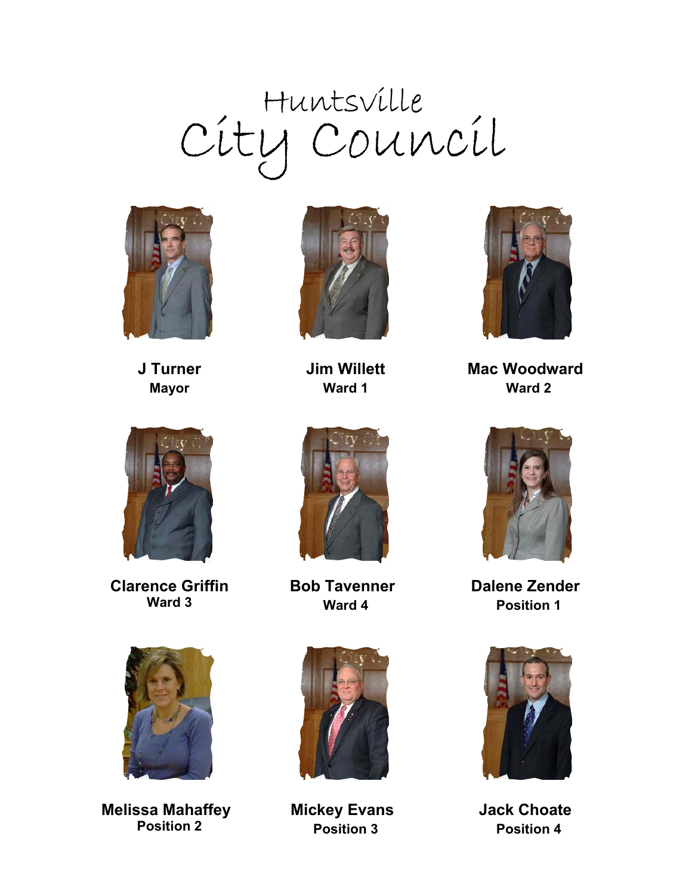# Huntsville City Council

**J Turner**
**Mayor**

**Jim Willett**
**Ward 1**

**Mac Woodward**
**Ward 2**

**Clarence Griffin**
**Ward 3**

**Bob Tavenner**
**Ward 4**

**Dalene Zender**
**Position 1**

**Melissa Mahaffey**
**Position 2**

**Mickey Evans**
**Position 3**

**Jack Choate**
**Position 4**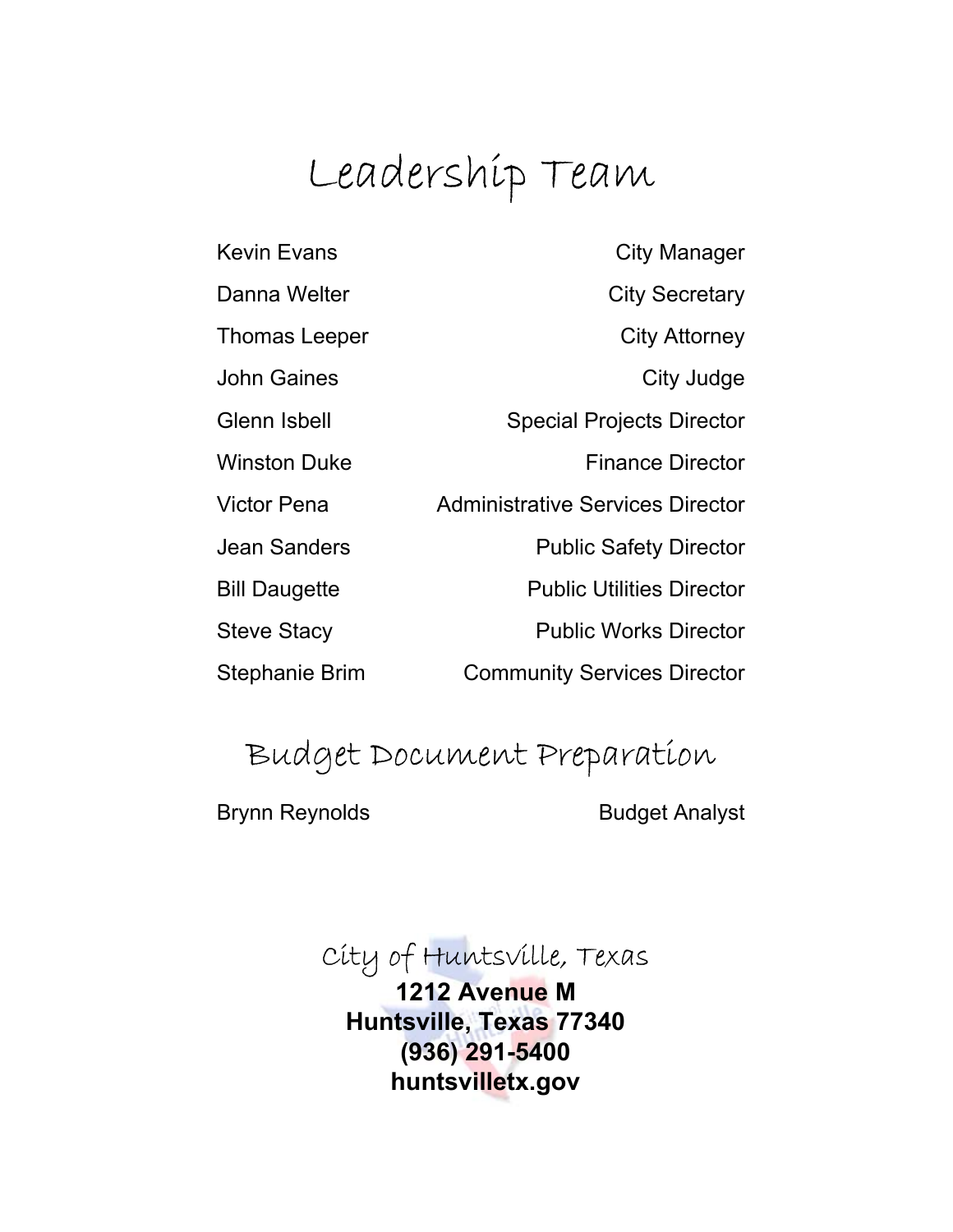# Leadership Team

| | |
|---|---|
| Kevin Evans | City Manager |
| Danna Welter | City Secretary |
| Thomas Leeper | City Attorney |
| John Gaines | City Judge |
| Glenn Isbell | Special Projects Director |
| Winston Duke | Finance Director |
| Victor Pena | Administrative Services Director |
| Jean Sanders | Public Safety Director |
| Bill Daugette | Public Utilities Director |
| Steve Stacy | Public Works Director |
| Stephanie Brim | Community Services Director |

# Budget Document Preparation

| | |
|---|---|
| Brynn Reynolds | Budget Analyst |

City of Huntsville, Texas

**1212 Avenue M**
**Huntsville, Texas 77340**
**(936) 291-5400**
**huntsvilletx.gov**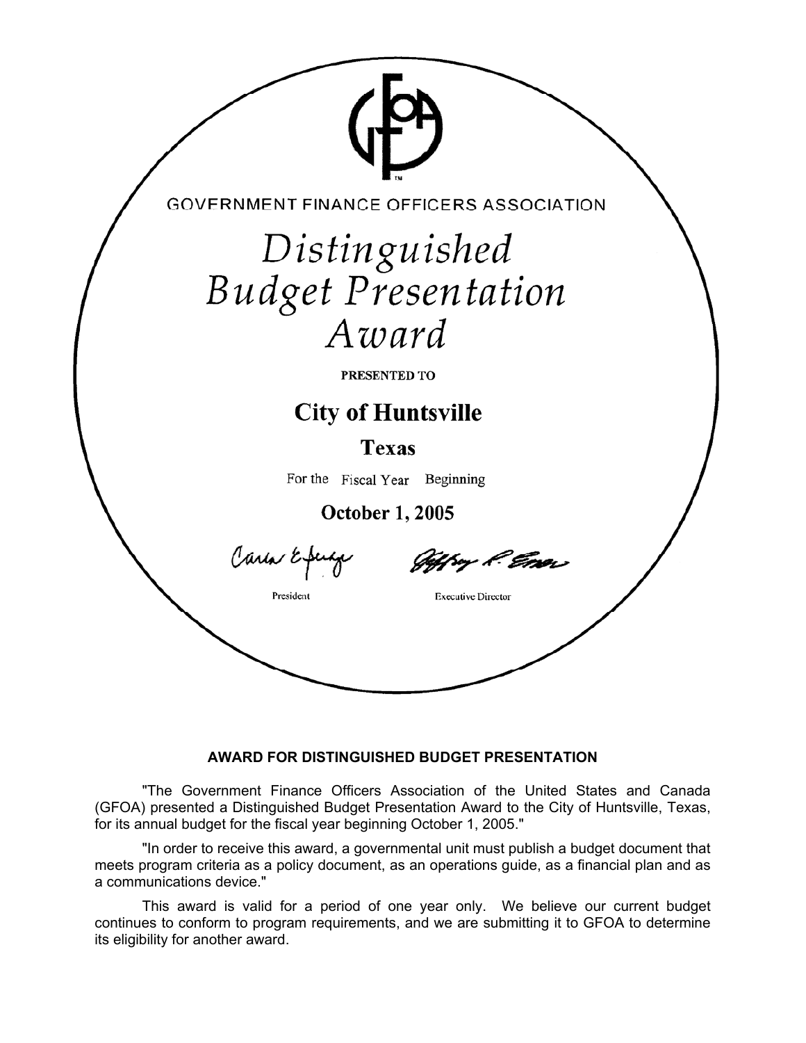GOVERNMENT FINANCE OFFICERS ASSOCIATION

# *Distinguished Budget Presentation Award*

PRESENTED TO

## City of Huntsville

### Texas

For the Fiscal Year Beginning

### October 1, 2005

President

Executive Director

**AWARD FOR DISTINGUISHED BUDGET PRESENTATION**

"The Government Finance Officers Association of the United States and Canada (GFOA) presented a Distinguished Budget Presentation Award to the City of Huntsville, Texas, for its annual budget for the fiscal year beginning October 1, 2005."

"In order to receive this award, a governmental unit must publish a budget document that meets program criteria as a policy document, as an operations guide, as a financial plan and as a communications device."

This award is valid for a period of one year only. We believe our current budget continues to conform to program requirements, and we are submitting it to GFOA to determine its eligibility for another award.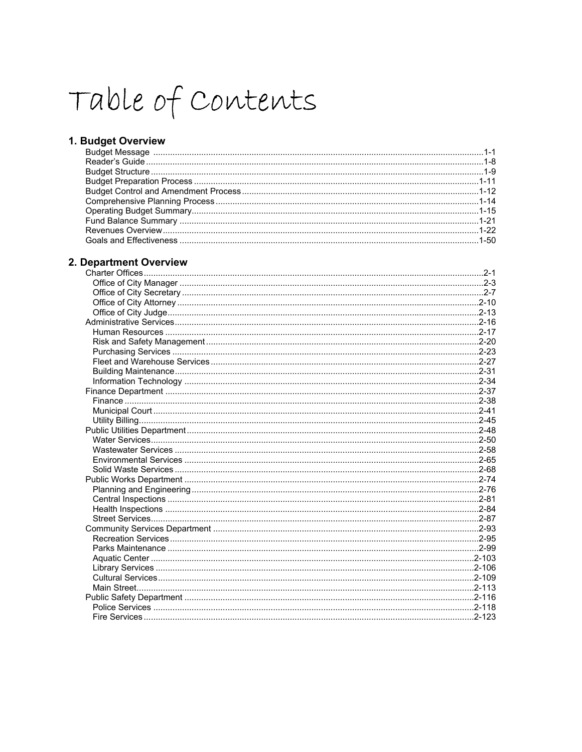# Table of Contents

## 1. Budget Overview

- Budget Message ....... 1-1
- Reader's Guide ....... 1-8
- Budget Structure ....... 1-9
- Budget Preparation Process ....... 1-11
- Budget Control and Amendment Process ....... 1-12
- Comprehensive Planning Process ....... 1-14
- Operating Budget Summary ....... 1-15
- Fund Balance Summary ....... 1-21
- Revenues Overview ....... 1-22
- Goals and Effectiveness ....... 1-50

## 2. Department Overview

- Charter Offices ....... 2-1
  - Office of City Manager ....... 2-3
  - Office of City Secretary ....... 2-7
  - Office of City Attorney ....... 2-10
  - Office of City Judge ....... 2-13
- Administrative Services ....... 2-16
  - Human Resources ....... 2-17
  - Risk and Safety Management ....... 2-20
  - Purchasing Services ....... 2-23
  - Fleet and Warehouse Services ....... 2-27
  - Building Maintenance ....... 2-31
  - Information Technology ....... 2-34
- Finance Department ....... 2-37
  - Finance ....... 2-38
  - Municipal Court ....... 2-41
  - Utility Billing ....... 2-45
- Public Utilities Department ....... 2-48
  - Water Services ....... 2-50
  - Wastewater Services ....... 2-58
  - Environmental Services ....... 2-65
  - Solid Waste Services ....... 2-68
- Public Works Department ....... 2-74
  - Planning and Engineering ....... 2-76
  - Central Inspections ....... 2-81
  - Health Inspections ....... 2-84
  - Street Services ....... 2-87
- Community Services Department ....... 2-93
  - Recreation Services ....... 2-95
  - Parks Maintenance ....... 2-99
  - Aquatic Center ....... 2-103
  - Library Services ....... 2-106
  - Cultural Services ....... 2-109
  - Main Street ....... 2-113
- Public Safety Department ....... 2-116
  - Police Services ....... 2-118
  - Fire Services ....... 2-123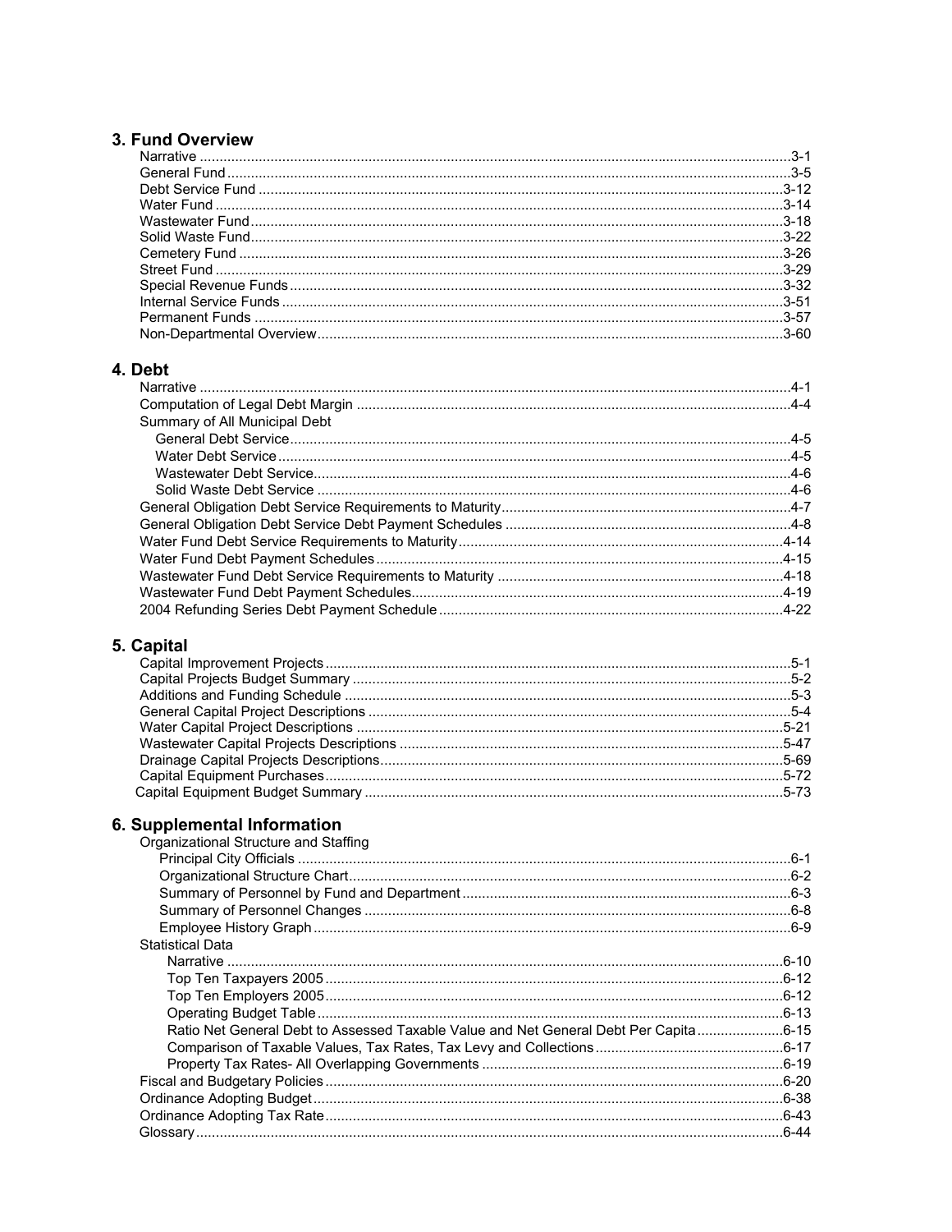## 3. Fund Overview

Narrative ....................................................................................3-1
General Fund ................................................................................3-5
Debt Service Fund .......................................................................3-12
Water Fund ..................................................................................3-14
Wastewater Fund .........................................................................3-18
Solid Waste Fund .........................................................................3-22
Cemetery Fund ............................................................................3-26
Street Fund ..................................................................................3-29
Special Revenue Funds ...............................................................3-32
Internal Service Funds .................................................................3-51
Permanent Funds .........................................................................3-57
Non-Departmental Overview ........................................................3-60

## 4. Debt

Narrative ....................................................................................4-1
Computation of Legal Debt Margin ...............................................4-4
Summary of All Municipal Debt
- General Debt Service ..............................................................4-5
- Water Debt Service .................................................................4-5
- Wastewater Debt Service .........................................................4-6
- Solid Waste Debt Service .........................................................4-6

General Obligation Debt Service Requirements to Maturity ..............4-7
General Obligation Debt Service Debt Payment Schedules ..............4-8
Water Fund Debt Service Requirements to Maturity .......................4-14
Water Fund Debt Payment Schedules ..........................................4-15
Wastewater Fund Debt Service Requirements to Maturity ..............4-18
Wastewater Fund Debt Payment Schedules ...................................4-19
2004 Refunding Series Debt Payment Schedule .............................4-22

## 5. Capital

Capital Improvement Projects .......................................................5-1
Capital Projects Budget Summary .................................................5-2
Additions and Funding Schedule ...................................................5-3
General Capital Project Descriptions .............................................5-4
Water Capital Project Descriptions ...............................................5-21
Wastewater Capital Projects Descriptions .....................................5-47
Drainage Capital Projects Descriptions ..........................................5-69
Capital Equipment Purchases ......................................................5-72
Capital Equipment Budget Summary ............................................5-73

## 6. Supplemental Information

Organizational Structure and Staffing
- Principal City Officials .............................................................6-1
- Organizational Structure Chart .................................................6-2
- Summary of Personnel by Fund and Department ........................6-3
- Summary of Personnel Changes ...............................................6-8
- Employee History Graph ..........................................................6-9

Statistical Data
- Narrative .................................................................................6-10
- Top Ten Taxpayers 2005 ..........................................................6-12
- Top Ten Employers 2005 ..........................................................6-12
- Operating Budget Table ...........................................................6-13
- Ratio Net General Debt to Assessed Taxable Value and Net General Debt Per Capita ......6-15
- Comparison of Taxable Values, Tax Rates, Tax Levy and Collections ..........................6-17
- Property Tax Rates- All Overlapping Governments ....................6-19

Fiscal and Budgetary Policies .......................................................6-20
Ordinance Adopting Budget .........................................................6-38
Ordinance Adopting Tax Rate .......................................................6-43
Glossary ......................................................................................6-44